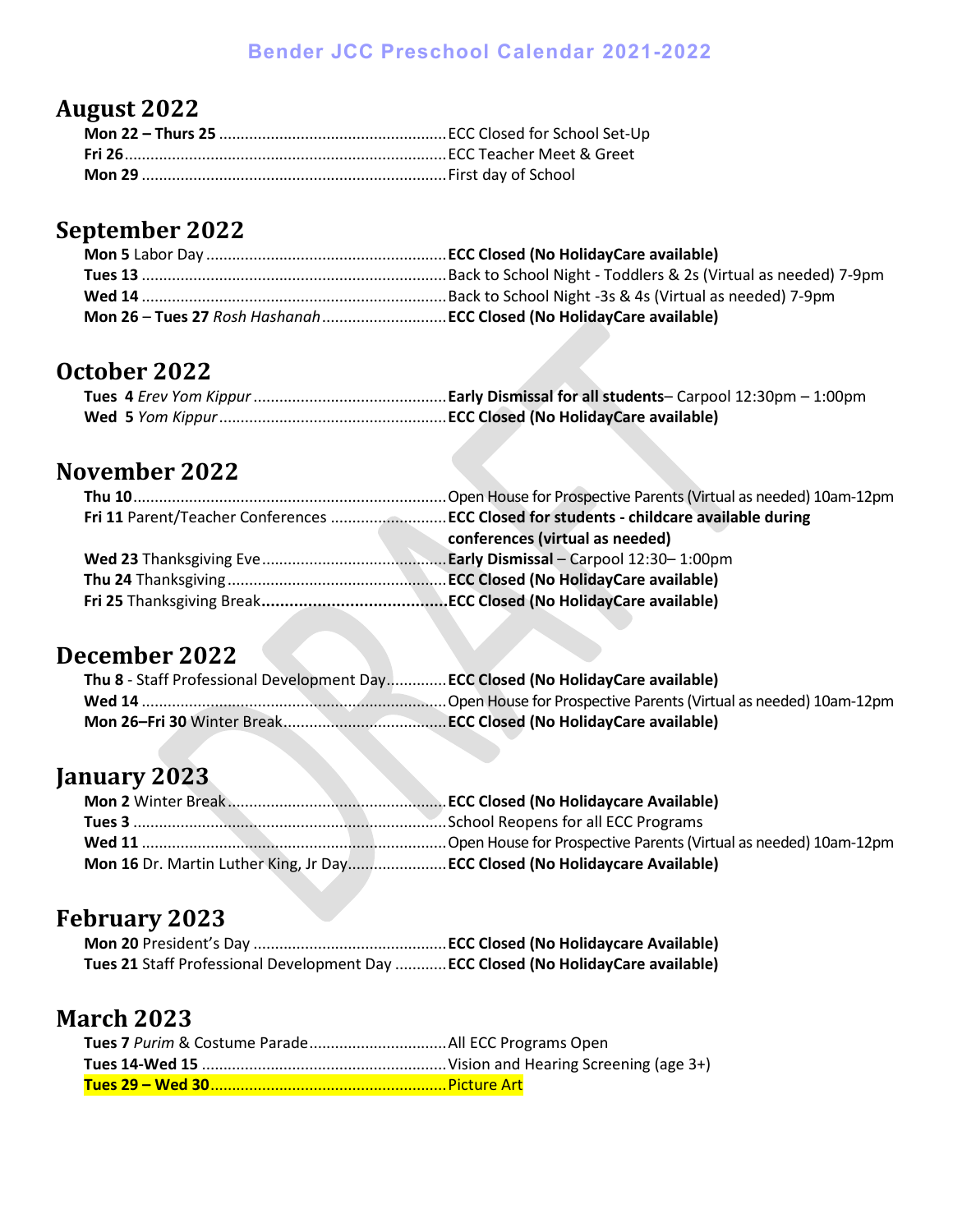# Bender JCC Preschool Calendar 2021-2022

## August 2022

**Mon 22 – Thurs 25** .................................................... ECC Closed for School Set-Up
**Fri 26**............................................................................ ECC Teacher Meet & Greet
**Mon 29** ........................................................................ First day of School

## September 2022

**Mon 5** Labor Day ........................................................ **ECC Closed (No HolidayCare available)**
**Tues 13** ........................................................................ Back to School Night - Toddlers & 2s (Virtual as needed) 7-9pm
**Wed 14** ........................................................................ Back to School Night -3s & 4s (Virtual as needed) 7-9pm
**Mon 26** – **Tues 27** *Rosh Hashanah* ............................ **ECC Closed (No HolidayCare available)**

## October 2022

**Tues 4** *Erev Yom Kippur* ............................................ **Early Dismissal for all students**– Carpool 12:30pm – 1:00pm
**Wed 5** *Yom Kippur* .................................................... **ECC Closed (No HolidayCare available)**

## November 2022

**Thu 10**........................................................................ Open House for Prospective Parents (Virtual as needed) 10am-12pm
**Fri 11** Parent/Teacher Conferences .......................... **ECC Closed for students - childcare available during conferences (virtual as needed)**
**Wed 23** Thanksgiving Eve ........................................... **Early Dismissal** – Carpool 12:30– 1:00pm
**Thu 24** Thanksgiving ................................................... **ECC Closed (No HolidayCare available)**
**Fri 25** Thanksgiving Break........................................ **ECC Closed (No HolidayCare available)**

## December 2022

**Thu 8** - Staff Professional Development Day............. **ECC Closed (No HolidayCare available)**
**Wed 14** ........................................................................ Open House for Prospective Parents (Virtual as needed) 10am-12pm
**Mon 26–Fri 30** Winter Break...................................... **ECC Closed (No HolidayCare available)**

## January 2023

**Mon 2** Winter Break .................................................... **ECC Closed (No Holidaycare Available)**
**Tues 3** .......................................................................... School Reopens for all ECC Programs
**Wed 11** ........................................................................ Open House for Prospective Parents (Virtual as needed) 10am-12pm
**Mon 16** Dr. Martin Luther King, Jr Day...................... **ECC Closed (No Holidaycare Available)**

## February 2023

**Mon 20** President's Day ............................................. **ECC Closed (No Holidaycare Available)**
**Tues 21** Staff Professional Development Day ........... **ECC Closed (No HolidayCare available)**

## March 2023

**Tues 7** *Purim* & Costume Parade................................ All ECC Programs Open
**Tues 14-Wed 15** ......................................................... Vision and Hearing Screening (age 3+)
**Tues 29 – Wed 30**....................................................... Picture Art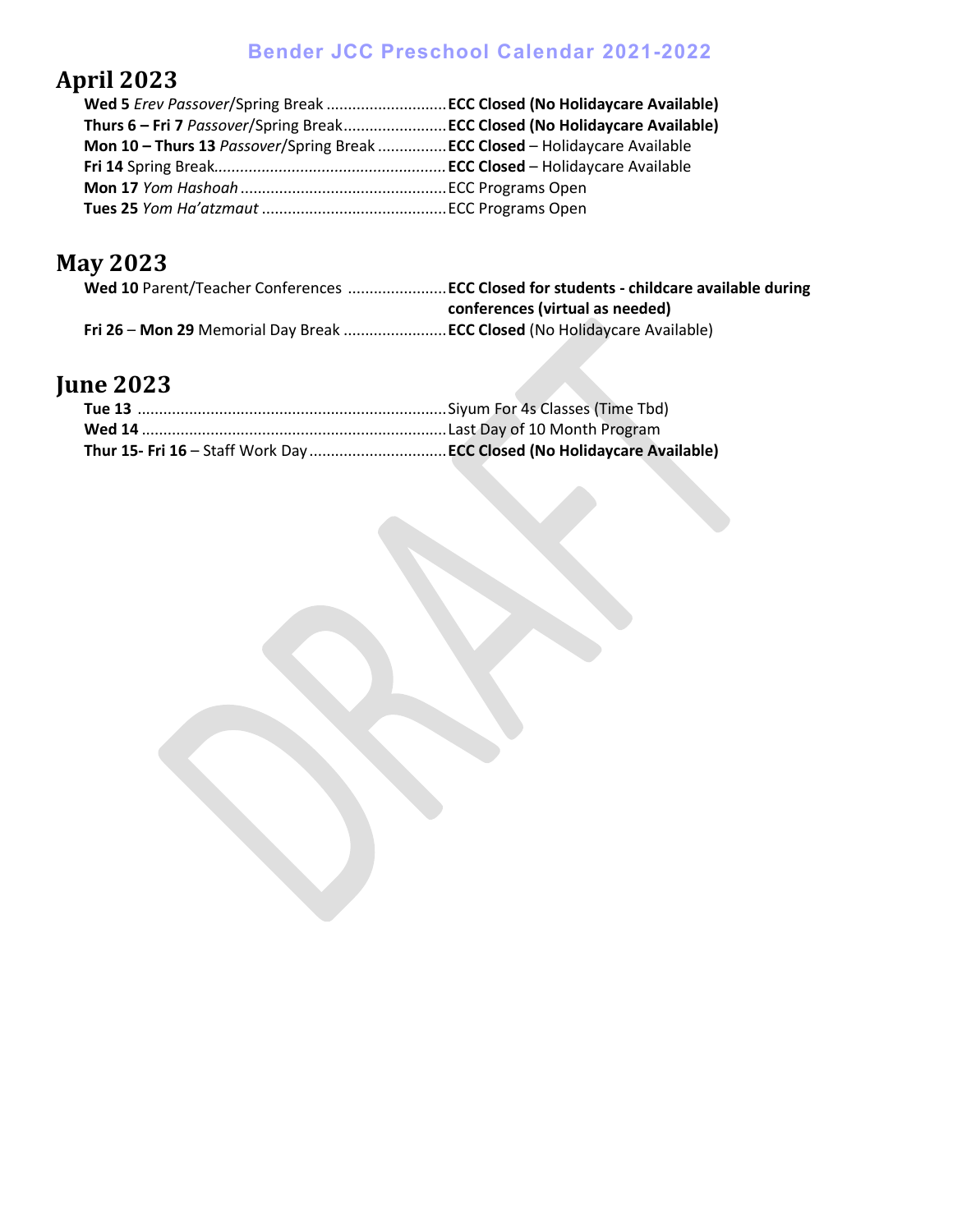# Bender JCC Preschool Calendar 2021-2022

## April 2023

**Wed 5** *Erev Passover*/Spring Break ............................**ECC Closed (No Holidaycare Available)**
**Thurs 6 – Fri 7** *Passover*/Spring Break........................**ECC Closed (No Holidaycare Available)**
**Mon 10 – Thurs 13** *Passover*/Spring Break ................**ECC Closed** – Holidaycare Available
**Fri 14** Spring Break......................................................**ECC Closed** – Holidaycare Available
**Mon 17** *Yom Hashoah* ................................................ECC Programs Open
**Tues 25** *Yom Ha'atzmaut* ...........................................ECC Programs Open

## May 2023

**Wed 10** Parent/Teacher Conferences .......................**ECC Closed for students - childcare available during conferences (virtual as needed)**
**Fri 26** – **Mon 29** Memorial Day Break ........................**ECC Closed** (No Holidaycare Available)

## June 2023

**Tue 13** .......................................................................Siyum For 4s Classes (Time Tbd)
**Wed 14** ......................................................................Last Day of 10 Month Program
**Thur 15- Fri 16** – Staff Work Day ................................**ECC Closed (No Holidaycare Available)**